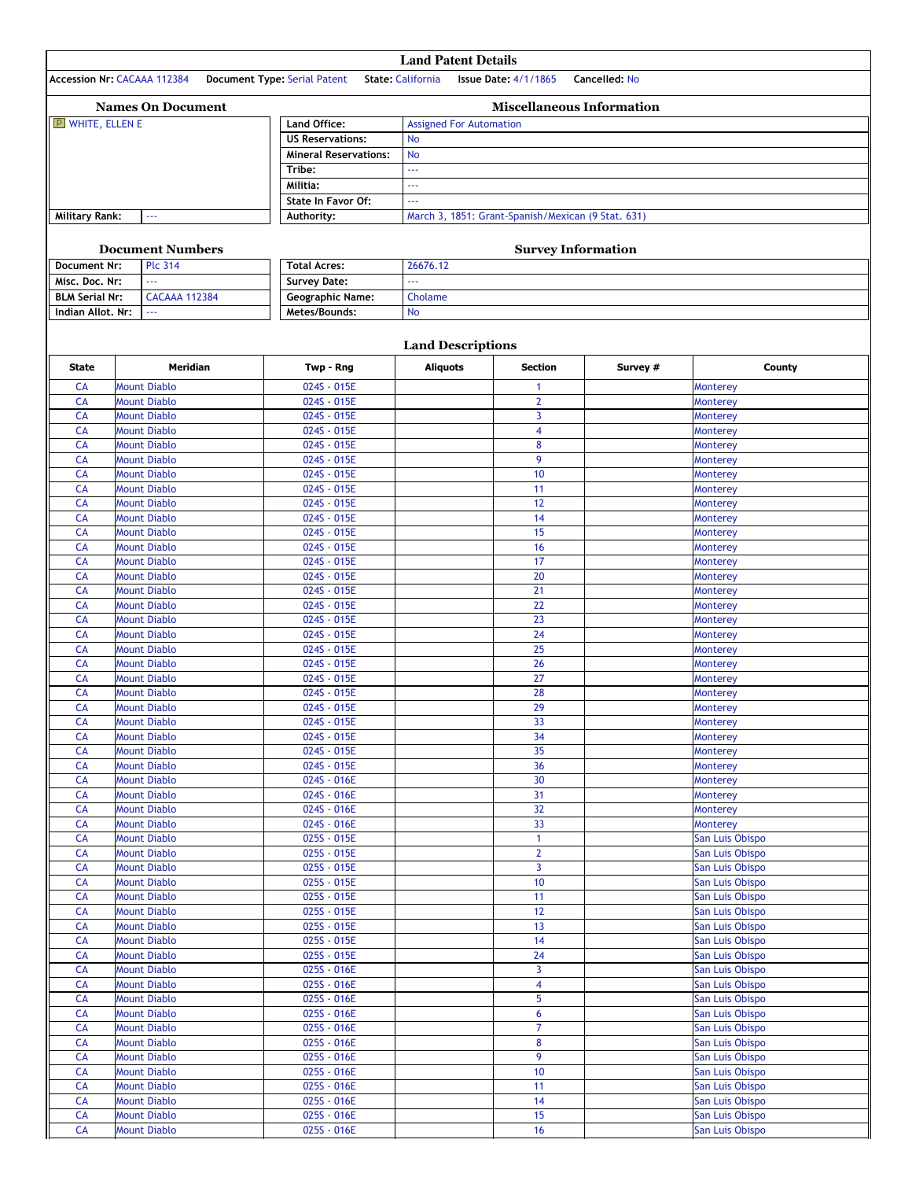# Land Patent Details

**Accession Nr:** CACAAA 112384 **Document Type:** Serial Patent **State:** California **Issue Date:** 4/1/1865 **Cancelled:** No

## Names On Document

| |
|---|
| WHITE, ELLEN E |

| | |
|---|---|
| **Military Rank:** | --- |

## Miscellaneous Information

| | |
|---|---|
| **Land Office:** | Assigned For Automation |
| **US Reservations:** | No |
| **Mineral Reservations:** | No |
| **Tribe:** | --- |
| **Militia:** | --- |
| **State In Favor Of:** | --- |
| **Authority:** | March 3, 1851: Grant-Spanish/Mexican (9 Stat. 631) |

## Document Numbers

| | |
|---|---|
| **Document Nr:** | Plc 314 |
| **Misc. Doc. Nr:** | --- |
| **BLM Serial Nr:** | CACAAA 112384 |
| **Indian Allot. Nr:** | --- |

## Survey Information

| | |
|---|---|
| **Total Acres:** | 26676.12 |
| **Survey Date:** | --- |
| **Geographic Name:** | Cholame |
| **Metes/Bounds:** | No |

## Land Descriptions

| State | Meridian | Twp - Rng | Aliquots | Section | Survey # | County |
|---|---|---|---|---|---|---|
| CA | Mount Diablo | 024S - 015E | | 1 | | Monterey |
| CA | Mount Diablo | 024S - 015E | | 2 | | Monterey |
| CA | Mount Diablo | 024S - 015E | | 3 | | Monterey |
| CA | Mount Diablo | 024S - 015E | | 4 | | Monterey |
| CA | Mount Diablo | 024S - 015E | | 8 | | Monterey |
| CA | Mount Diablo | 024S - 015E | | 9 | | Monterey |
| CA | Mount Diablo | 024S - 015E | | 10 | | Monterey |
| CA | Mount Diablo | 024S - 015E | | 11 | | Monterey |
| CA | Mount Diablo | 024S - 015E | | 12 | | Monterey |
| CA | Mount Diablo | 024S - 015E | | 14 | | Monterey |
| CA | Mount Diablo | 024S - 015E | | 15 | | Monterey |
| CA | Mount Diablo | 024S - 015E | | 16 | | Monterey |
| CA | Mount Diablo | 024S - 015E | | 17 | | Monterey |
| CA | Mount Diablo | 024S - 015E | | 20 | | Monterey |
| CA | Mount Diablo | 024S - 015E | | 21 | | Monterey |
| CA | Mount Diablo | 024S - 015E | | 22 | | Monterey |
| CA | Mount Diablo | 024S - 015E | | 23 | | Monterey |
| CA | Mount Diablo | 024S - 015E | | 24 | | Monterey |
| CA | Mount Diablo | 024S - 015E | | 25 | | Monterey |
| CA | Mount Diablo | 024S - 015E | | 26 | | Monterey |
| CA | Mount Diablo | 024S - 015E | | 27 | | Monterey |
| CA | Mount Diablo | 024S - 015E | | 28 | | Monterey |
| CA | Mount Diablo | 024S - 015E | | 29 | | Monterey |
| CA | Mount Diablo | 024S - 015E | | 33 | | Monterey |
| CA | Mount Diablo | 024S - 015E | | 34 | | Monterey |
| CA | Mount Diablo | 024S - 015E | | 35 | | Monterey |
| CA | Mount Diablo | 024S - 015E | | 36 | | Monterey |
| CA | Mount Diablo | 024S - 016E | | 30 | | Monterey |
| CA | Mount Diablo | 024S - 016E | | 31 | | Monterey |
| CA | Mount Diablo | 024S - 016E | | 32 | | Monterey |
| CA | Mount Diablo | 024S - 016E | | 33 | | Monterey |
| CA | Mount Diablo | 025S - 015E | | 1 | | San Luis Obispo |
| CA | Mount Diablo | 025S - 015E | | 2 | | San Luis Obispo |
| CA | Mount Diablo | 025S - 015E | | 3 | | San Luis Obispo |
| CA | Mount Diablo | 025S - 015E | | 10 | | San Luis Obispo |
| CA | Mount Diablo | 025S - 015E | | 11 | | San Luis Obispo |
| CA | Mount Diablo | 025S - 015E | | 12 | | San Luis Obispo |
| CA | Mount Diablo | 025S - 015E | | 13 | | San Luis Obispo |
| CA | Mount Diablo | 025S - 015E | | 14 | | San Luis Obispo |
| CA | Mount Diablo | 025S - 015E | | 24 | | San Luis Obispo |
| CA | Mount Diablo | 025S - 016E | | 3 | | San Luis Obispo |
| CA | Mount Diablo | 025S - 016E | | 4 | | San Luis Obispo |
| CA | Mount Diablo | 025S - 016E | | 5 | | San Luis Obispo |
| CA | Mount Diablo | 025S - 016E | | 6 | | San Luis Obispo |
| CA | Mount Diablo | 025S - 016E | | 7 | | San Luis Obispo |
| CA | Mount Diablo | 025S - 016E | | 8 | | San Luis Obispo |
| CA | Mount Diablo | 025S - 016E | | 9 | | San Luis Obispo |
| CA | Mount Diablo | 025S - 016E | | 10 | | San Luis Obispo |
| CA | Mount Diablo | 025S - 016E | | 11 | | San Luis Obispo |
| CA | Mount Diablo | 025S - 016E | | 14 | | San Luis Obispo |
| CA | Mount Diablo | 025S - 016E | | 15 | | San Luis Obispo |
| CA | Mount Diablo | 025S - 016E | | 16 | | San Luis Obispo |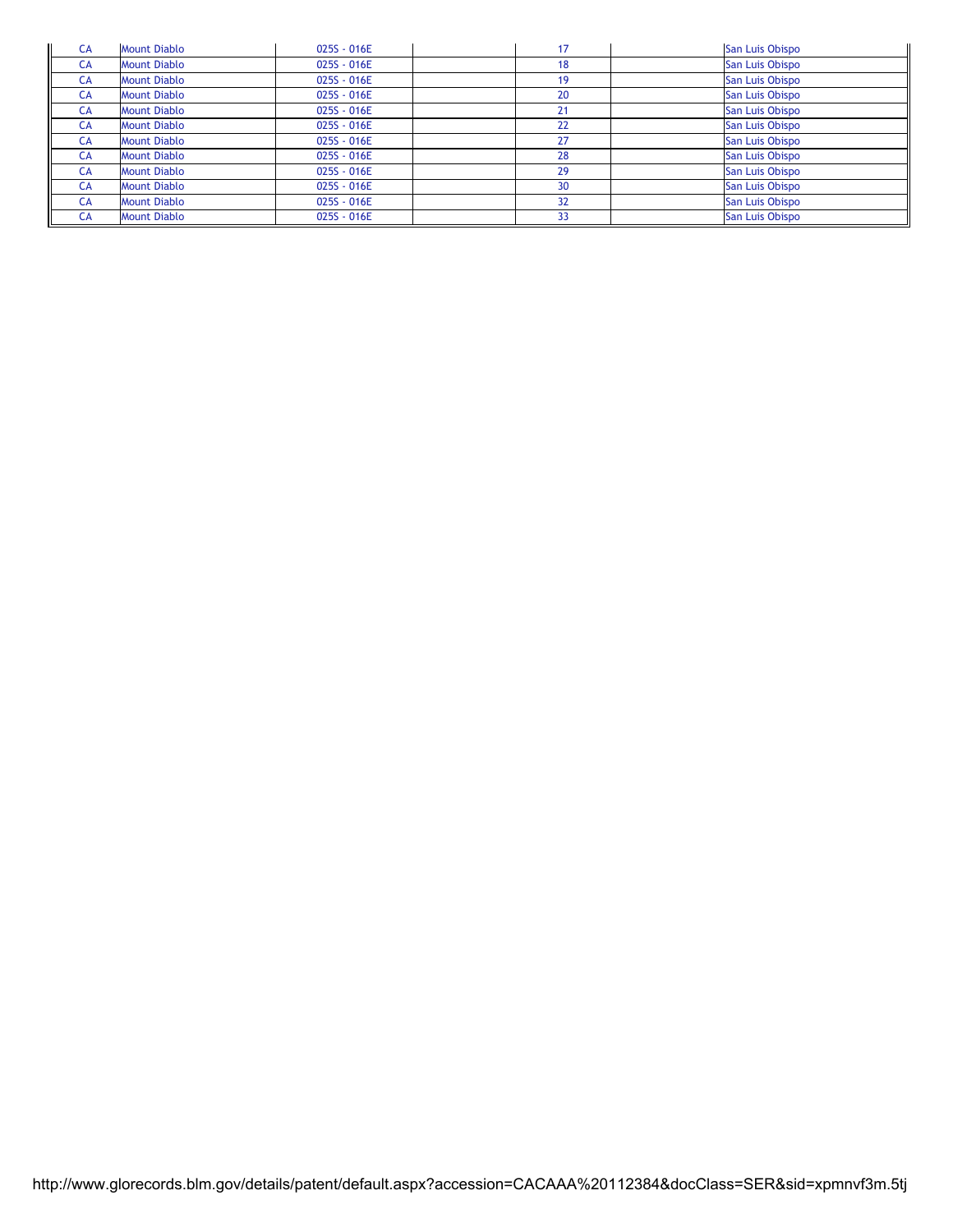| | | | | | | |
|---|---|---|---|---|---|---|
| CA | Mount Diablo | 025S - 016E | | 17 | | San Luis Obispo |
| CA | Mount Diablo | 025S - 016E | | 18 | | San Luis Obispo |
| CA | Mount Diablo | 025S - 016E | | 19 | | San Luis Obispo |
| CA | Mount Diablo | 025S - 016E | | 20 | | San Luis Obispo |
| CA | Mount Diablo | 025S - 016E | | 21 | | San Luis Obispo |
| CA | Mount Diablo | 025S - 016E | | 22 | | San Luis Obispo |
| CA | Mount Diablo | 025S - 016E | | 27 | | San Luis Obispo |
| CA | Mount Diablo | 025S - 016E | | 28 | | San Luis Obispo |
| CA | Mount Diablo | 025S - 016E | | 29 | | San Luis Obispo |
| CA | Mount Diablo | 025S - 016E | | 30 | | San Luis Obispo |
| CA | Mount Diablo | 025S - 016E | | 32 | | San Luis Obispo |
| CA | Mount Diablo | 025S - 016E | | 33 | | San Luis Obispo |